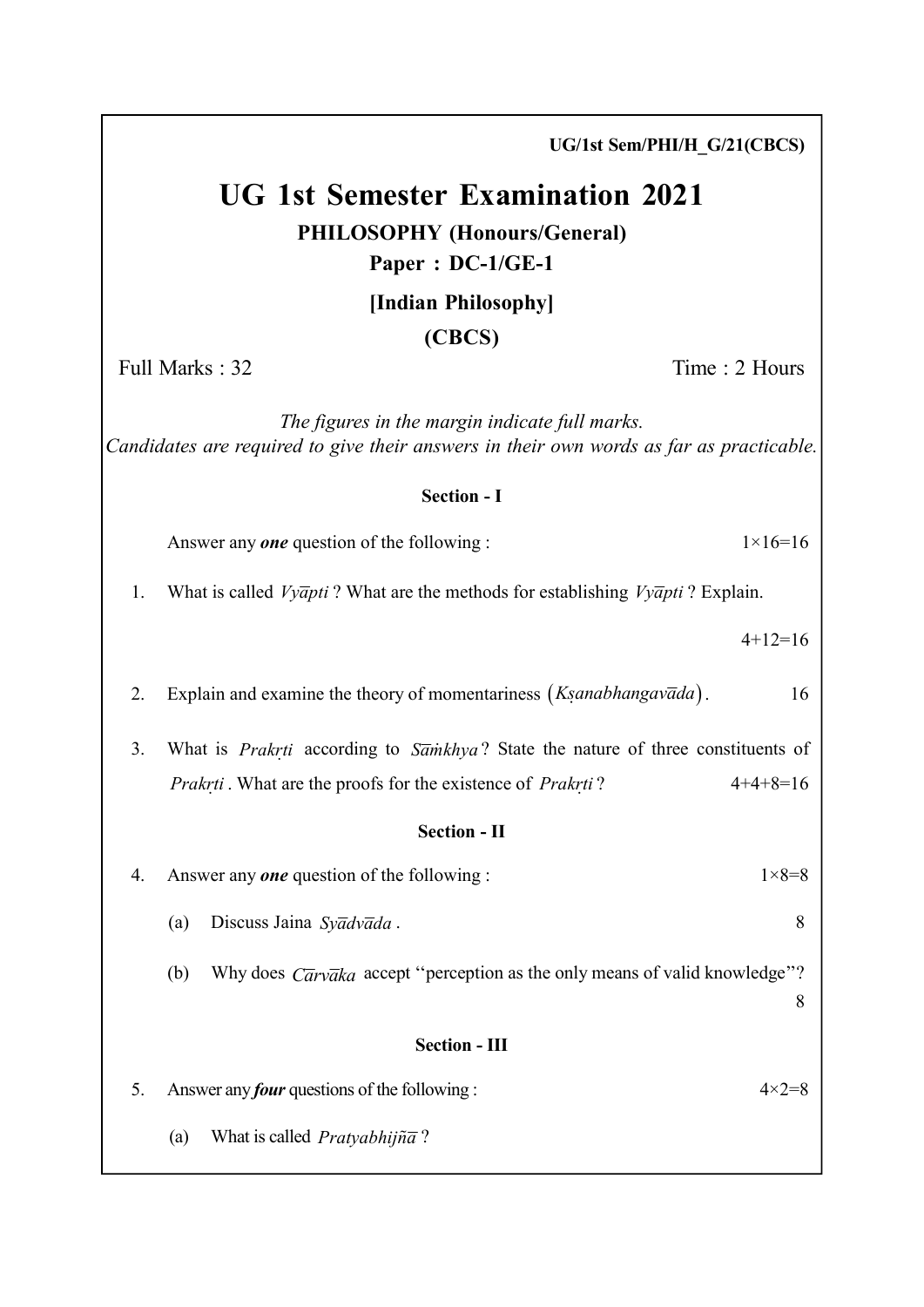UG/1st Sem/PHI/H_G/21(CBCS)

# UG 1st Semester Examination 2021

## PHILOSOPHY (Honours/General)

### Paper : DC-1/GE-1

### [Indian Philosophy]

### (CBCS)

Full Marks : 32 | Time : 2 Hours

*The figures in the margin indicate full marks.*
*Candidates are required to give their answers in their own words as far as practicable.*

### Section - I

Answer any ***one*** question of the following : 1×16=16

1. What is called *Vyāpti* ? What are the methods for establishing *Vyāpti* ? Explain. 4+12=16

2. Explain and examine the theory of momentariness (*Kṣanabhangavāda*). 16

3. What is *Prakṛti* according to *Sāṁkhya* ? State the nature of three constituents of *Prakṛti* . What are the proofs for the existence of *Prakṛti* ? 4+4+8=16

### Section - II

4. Answer any ***one*** question of the following : 1×8=8

   (a) Discuss Jaina *Syādvāda* . 8

   (b) Why does *Cārvāka* accept "perception as the only means of valid knowledge"? 8

### Section - III

5. Answer any ***four*** questions of the following : 4×2=8

   (a) What is called *Pratyabhijñā* ?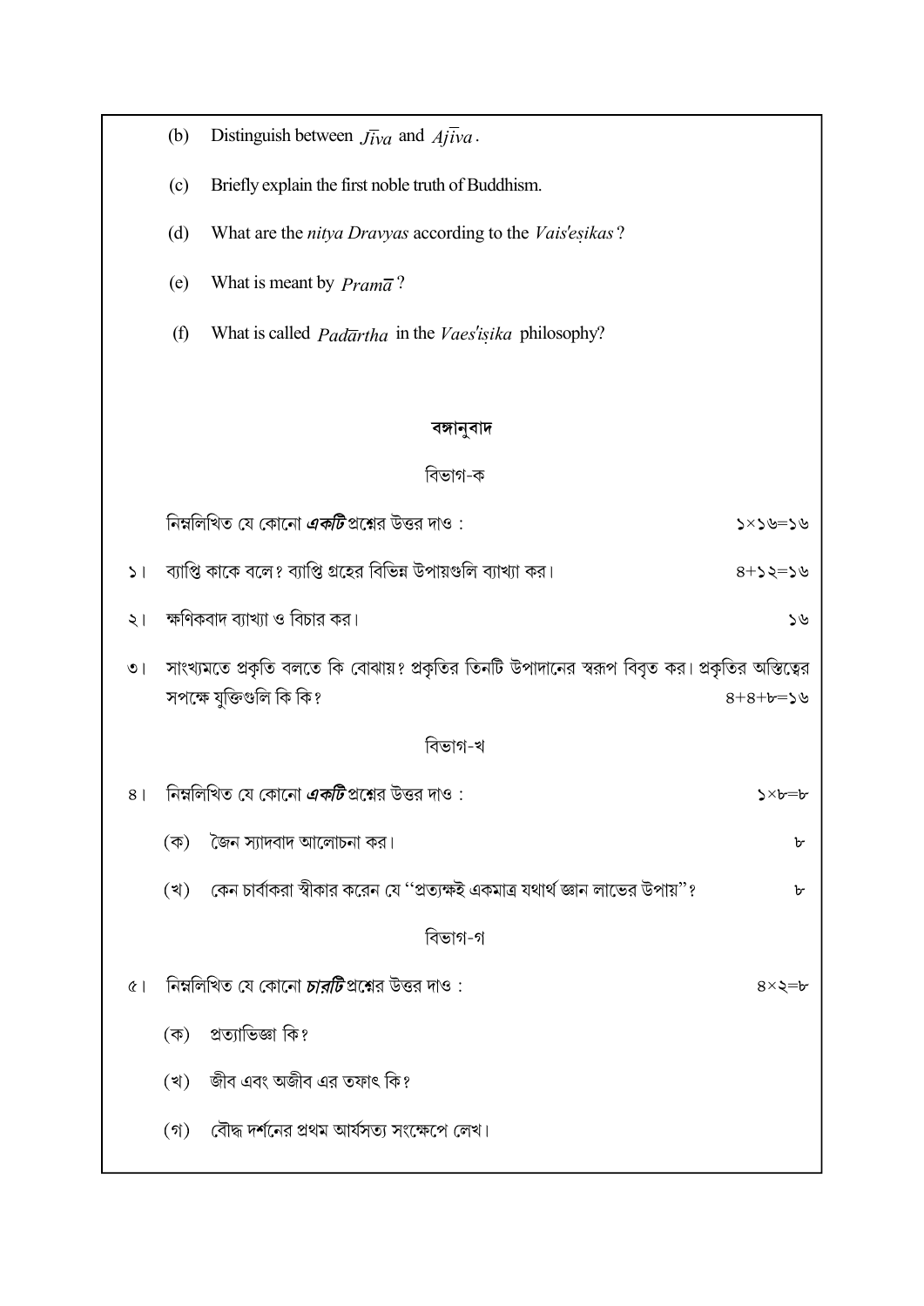(b) Distinguish between *Jīva* and *Ajīva*.

(c) Briefly explain the first noble truth of Buddhism.

(d) What are the *nitya Dravyas* according to the *Vais'eṣikas*?

(e) What is meant by *Pramā*?

(f) What is called *Padārtha* in the *Vaes'iṣika* philosophy?

## বঙ্গানুবাদ

### বিভাগ-ক

নিম্নলিখিত যে কোনো ***একটি*** প্রশ্নের উত্তর দাও : ১×১৬=১৬

১। ব্যাপ্তি কাকে বলে? ব্যাপ্তি গ্রহের বিভিন্ন উপায়গুলি ব্যাখ্যা কর। ৪+১২=১৬

২। ক্ষণিকবাদ ব্যাখ্যা ও বিচার কর। ১৬

৩। সাংখ্যমতে প্রকৃতি বলতে কি বোঝায়? প্রকৃতির তিনটি উপাদানের স্বরূপ বিবৃত কর। প্রকৃতির অস্তিত্বের সপক্ষে যুক্তিগুলি কি কি? ৪+৪+৮=১৬

### বিভাগ-খ

৪। নিম্নলিখিত যে কোনো ***একটি*** প্রশ্নের উত্তর দাও : ১×৮=৮

(ক) জৈন স্যাদবাদ আলোচনা কর। ৮

(খ) কেন চার্বাকরা স্বীকার করেন যে "প্রত্যক্ষই একমাত্র যথার্থ জ্ঞান লাভের উপায়"? ৮

### বিভাগ-গ

৫। নিম্নলিখিত যে কোনো ***চারটি*** প্রশ্নের উত্তর দাও : ৪×২=৮

(ক) প্রত্যাভিজ্ঞা কি?

(খ) জীব এবং অজীব এর তফাৎ কি?

(গ) বৌদ্ধ দর্শনের প্রথম আর্যসত্য সংক্ষেপে লেখ।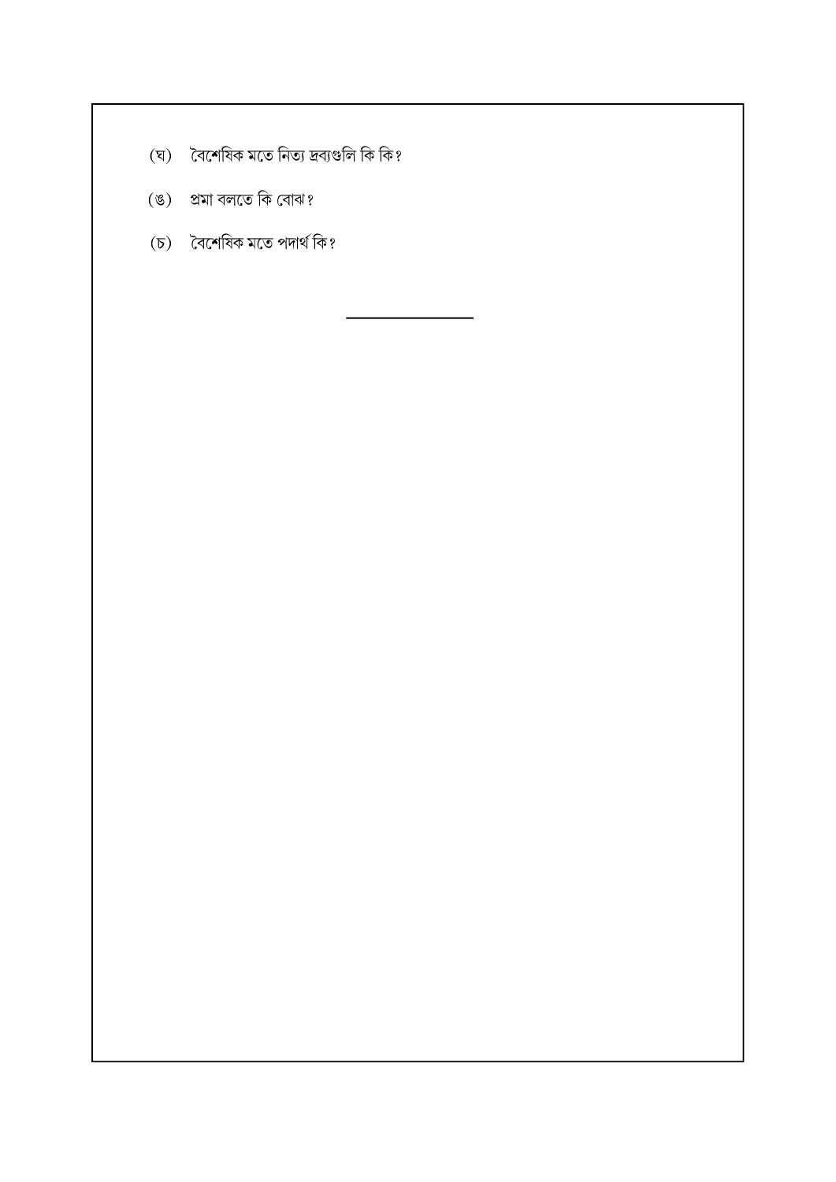(ঘ) বৈশেষিক মতে নিত্য দ্রব্যগুলি কি কি?

(ঙ) প্রমা বলতে কি বোঝ?

(চ) বৈশেষিক মতে পদার্থ কি?

---